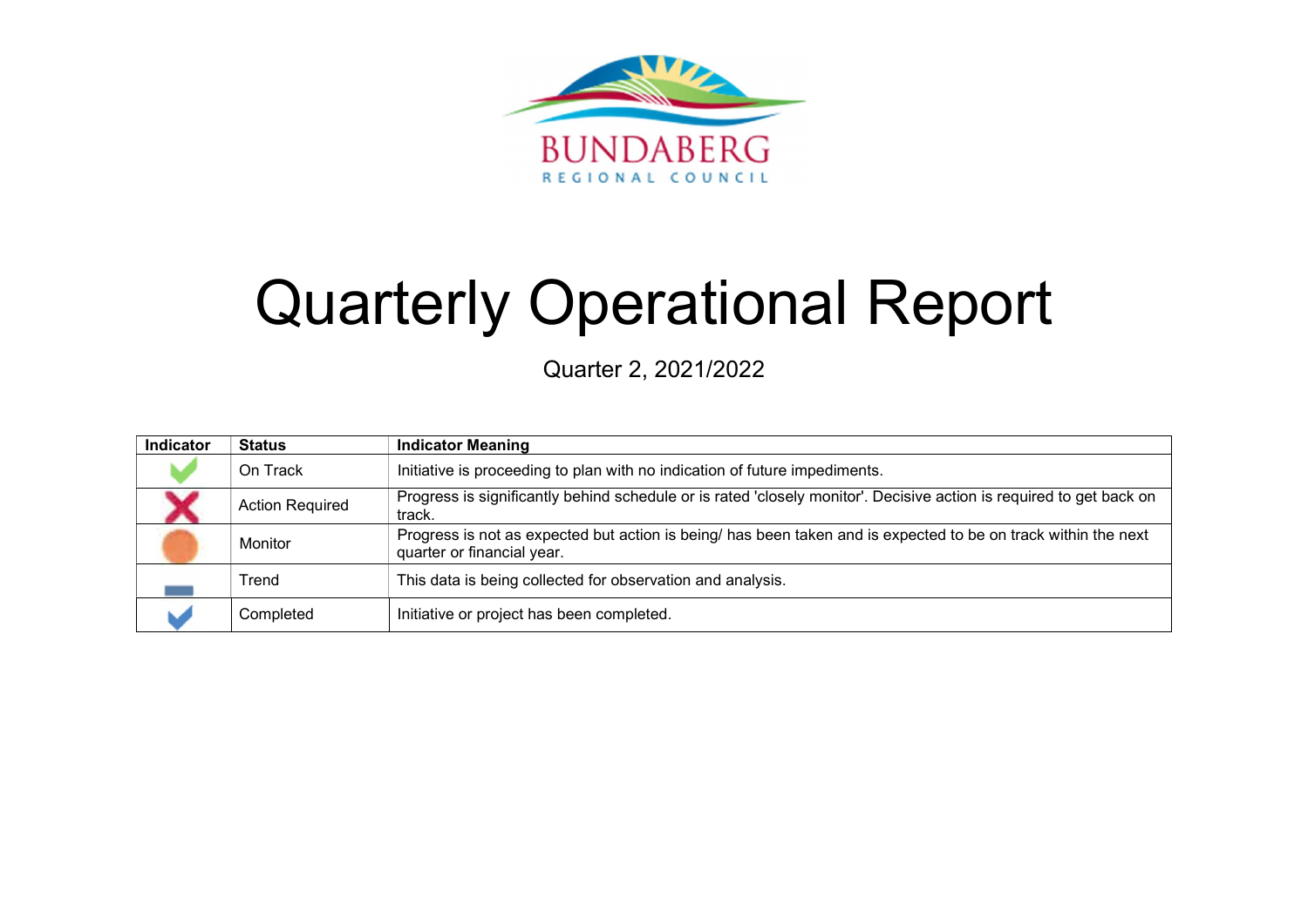BUNDABERG
REGIONAL COUNCIL

# Quarterly Operational Report

Quarter 2, 2021/2022

| Indicator | Status | Indicator Meaning |
|---|---|---|
| | On Track | Initiative is proceeding to plan with no indication of future impediments. |
| | Action Required | Progress is significantly behind schedule or is rated 'closely monitor'. Decisive action is required to get back on track. |
| | Monitor | Progress is not as expected but action is being/ has been taken and is expected to be on track within the next quarter or financial year. |
| | Trend | This data is being collected for observation and analysis. |
| | Completed | Initiative or project has been completed. |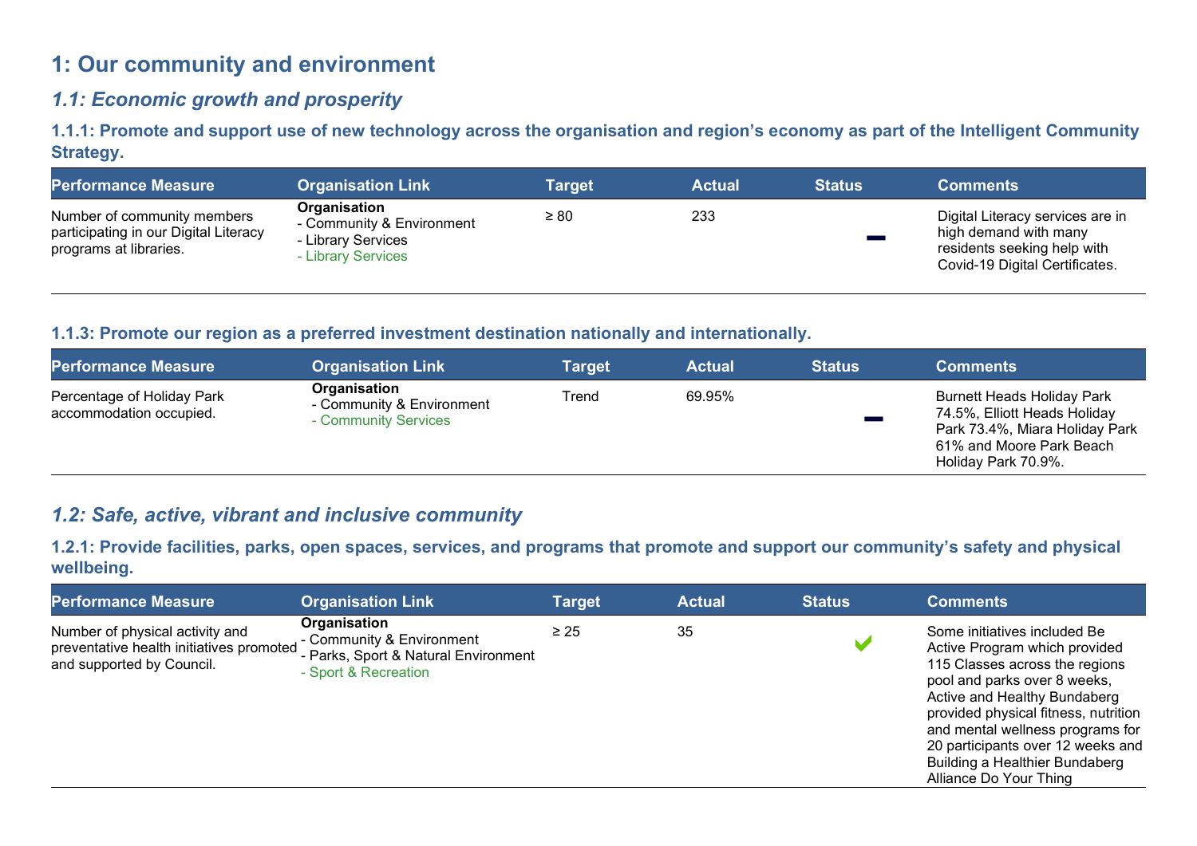# 1: Our community and environment

## *1.1: Economic growth and prosperity*

### 1.1.1: Promote and support use of new technology across the organisation and region's economy as part of the Intelligent Community Strategy.

| Performance Measure | Organisation Link | Target | Actual | Status | Comments |
|---|---|---|---|---|---|
| Number of community members participating in our Digital Literacy programs at libraries. | **Organisation**<br>- Community & Environment<br>- Library Services<br>- Library Services | ≥ 80 | 233 | – | Digital Literacy services are in high demand with many residents seeking help with Covid-19 Digital Certificates. |

### 1.1.3: Promote our region as a preferred investment destination nationally and internationally.

| Performance Measure | Organisation Link | Target | Actual | Status | Comments |
|---|---|---|---|---|---|
| Percentage of Holiday Park accommodation occupied. | **Organisation**<br>- Community & Environment<br>- Community Services | Trend | 69.95% | – | Burnett Heads Holiday Park 74.5%, Elliott Heads Holiday Park 73.4%, Miara Holiday Park 61% and Moore Park Beach Holiday Park 70.9%. |

## *1.2: Safe, active, vibrant and inclusive community*

### 1.2.1: Provide facilities, parks, open spaces, services, and programs that promote and support our community's safety and physical wellbeing.

| Performance Measure | Organisation Link | Target | Actual | Status | Comments |
|---|---|---|---|---|---|
| Number of physical activity and preventative health initiatives promoted and supported by Council. | **Organisation**<br>- Community & Environment<br>- Parks, Sport & Natural Environment<br>- Sport & Recreation | ≥ 25 | 35 | ✔ | Some initiatives included Be Active Program which provided 115 Classes across the regions pool and parks over 8 weeks, Active and Healthy Bundaberg provided physical fitness, nutrition and mental wellness programs for 20 participants over 12 weeks and Building a Healthier Bundaberg Alliance Do Your Thing |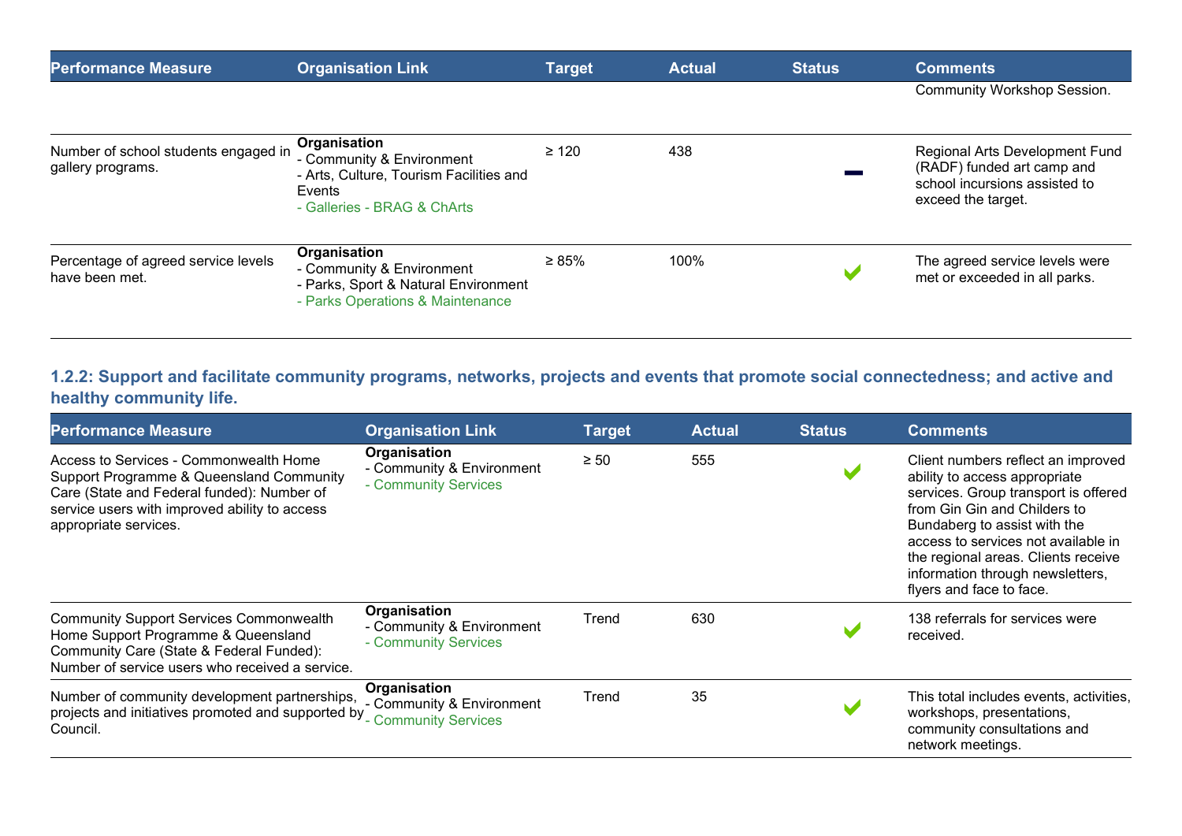| Performance Measure | Organisation Link | Target | Actual | Status | Comments |
|---|---|---|---|---|---|
| | | | | | Community Workshop Session. |
| Number of school students engaged in gallery programs. | **Organisation**<br>- Community & Environment<br>- Arts, Culture, Tourism Facilities and Events<br>- Galleries - BRAG & ChArts | ≥ 120 | 438 | — | Regional Arts Development Fund (RADF) funded art camp and school incursions assisted to exceed the target. |
| Percentage of agreed service levels have been met. | **Organisation**<br>- Community & Environment<br>- Parks, Sport & Natural Environment<br>- Parks Operations & Maintenance | ≥ 85% | 100% | ✔ | The agreed service levels were met or exceeded in all parks. |

### 1.2.2: Support and facilitate community programs, networks, projects and events that promote social connectedness; and active and healthy community life.

| Performance Measure | Organisation Link | Target | Actual | Status | Comments |
|---|---|---|---|---|---|
| Access to Services - Commonwealth Home Support Programme & Queensland Community Care (State and Federal funded): Number of service users with improved ability to access appropriate services. | **Organisation**<br>- Community & Environment<br>- Community Services | ≥ 50 | 555 | ✔ | Client numbers reflect an improved ability to access appropriate services. Group transport is offered from Gin Gin and Childers to Bundaberg to assist with the access to services not available in the regional areas. Clients receive information through newsletters, flyers and face to face. |
| Community Support Services Commonwealth Home Support Programme & Queensland Community Care (State & Federal Funded): Number of service users who received a service. | **Organisation**<br>- Community & Environment<br>- Community Services | Trend | 630 | ✔ | 138 referrals for services were received. |
| Number of community development partnerships, projects and initiatives promoted and supported by Council. | **Organisation**<br>- Community & Environment<br>- Community Services | Trend | 35 | ✔ | This total includes events, activities, workshops, presentations, community consultations and network meetings. |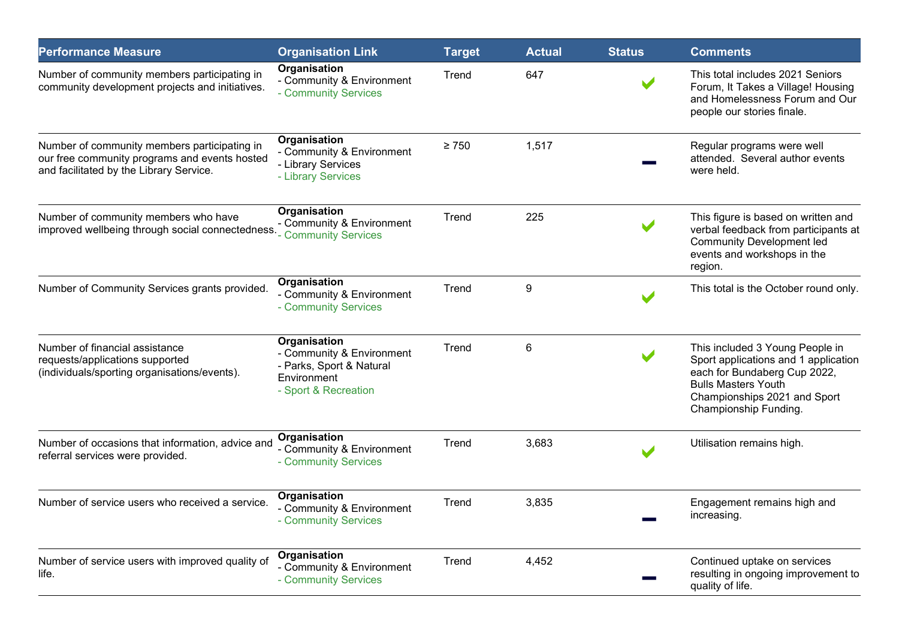| Performance Measure | Organisation Link | Target | Actual | Status | Comments |
|---|---|---|---|---|---|
| Number of community members participating in community development projects and initiatives. | **Organisation**<br>- Community & Environment<br>- Community Services | Trend | 647 | ✔ | This total includes 2021 Seniors Forum, It Takes a Village! Housing and Homelessness Forum and Our people our stories finale. |
| Number of community members participating in our free community programs and events hosted and facilitated by the Library Service. | **Organisation**<br>- Community & Environment<br>- Library Services<br>- Library Services | ≥ 750 | 1,517 | – | Regular programs were well attended. Several author events were held. |
| Number of community members who have improved wellbeing through social connectedness. | **Organisation**<br>- Community & Environment<br>- Community Services | Trend | 225 | ✔ | This figure is based on written and verbal feedback from participants at Community Development led events and workshops in the region. |
| Number of Community Services grants provided. | **Organisation**<br>- Community & Environment<br>- Community Services | Trend | 9 | ✔ | This total is the October round only. |
| Number of financial assistance requests/applications supported (individuals/sporting organisations/events). | **Organisation**<br>- Community & Environment<br>- Parks, Sport & Natural Environment<br>- Sport & Recreation | Trend | 6 | ✔ | This included 3 Young People in Sport applications and 1 application each for Bundaberg Cup 2022, Bulls Masters Youth Championships 2021 and Sport Championship Funding. |
| Number of occasions that information, advice and referral services were provided. | **Organisation**<br>- Community & Environment<br>- Community Services | Trend | 3,683 | ✔ | Utilisation remains high. |
| Number of service users who received a service. | **Organisation**<br>- Community & Environment<br>- Community Services | Trend | 3,835 | – | Engagement remains high and increasing. |
| Number of service users with improved quality of life. | **Organisation**<br>- Community & Environment<br>- Community Services | Trend | 4,452 | – | Continued uptake on services resulting in ongoing improvement to quality of life. |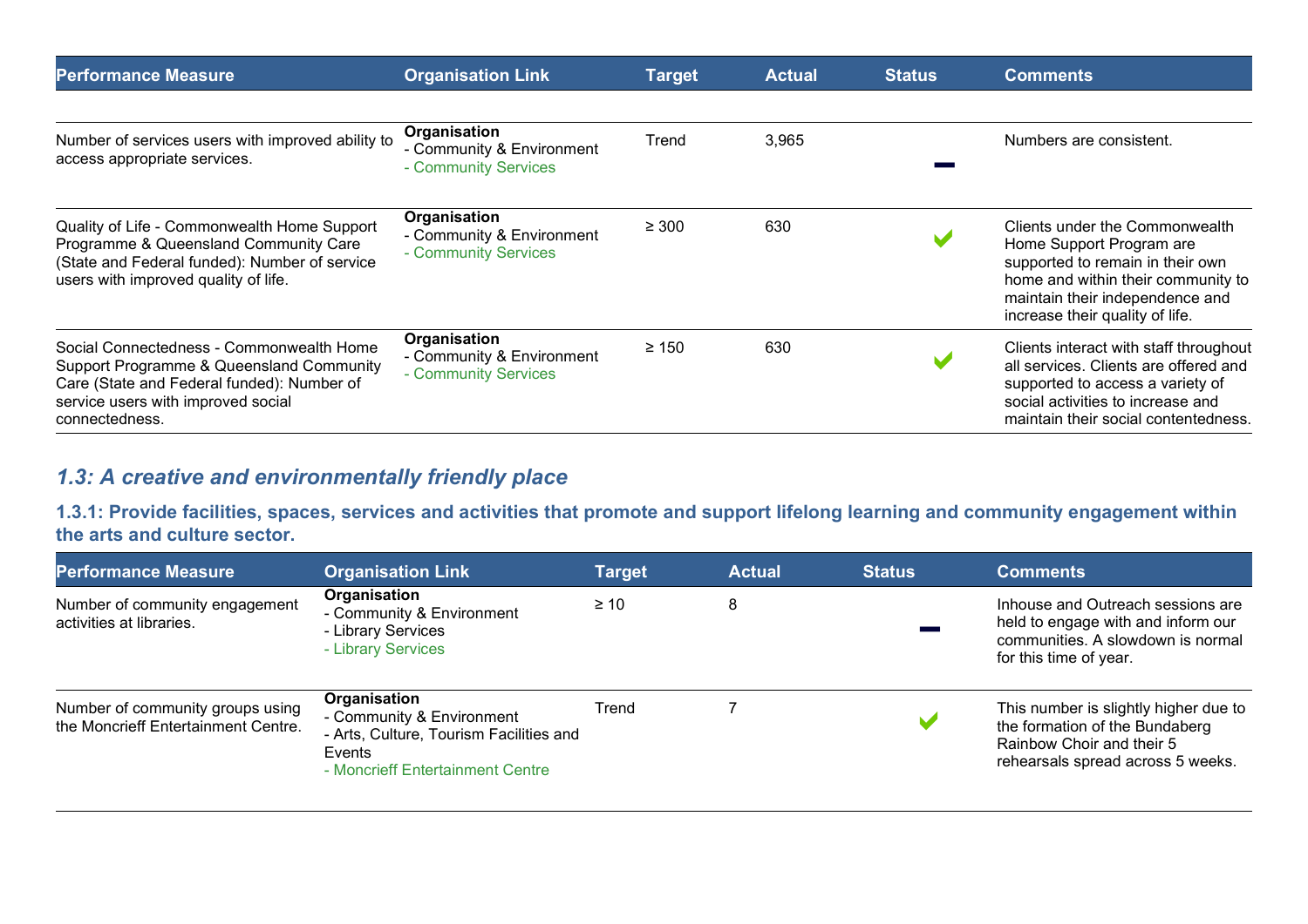| Performance Measure | Organisation Link | Target | Actual | Status | Comments |
|---|---|---|---|---|---|
| Number of services users with improved ability to access appropriate services. | **Organisation** - Community & Environment - Community Services | Trend | 3,965 | ▬ | Numbers are consistent. |
| Quality of Life - Commonwealth Home Support Programme & Queensland Community Care (State and Federal funded): Number of service users with improved quality of life. | **Organisation** - Community & Environment - Community Services | ≥ 300 | 630 | ✔ | Clients under the Commonwealth Home Support Program are supported to remain in their own home and within their community to maintain their independence and increase their quality of life. |
| Social Connectedness - Commonwealth Home Support Programme & Queensland Community Care (State and Federal funded): Number of service users with improved social connectedness. | **Organisation** - Community & Environment - Community Services | ≥ 150 | 630 | ✔ | Clients interact with staff throughout all services. Clients are offered and supported to access a variety of social activities to increase and maintain their social contentedness. |

## *1.3: A creative and environmentally friendly place*

### 1.3.1: Provide facilities, spaces, services and activities that promote and support lifelong learning and community engagement within the arts and culture sector.

| Performance Measure | Organisation Link | Target | Actual | Status | Comments |
|---|---|---|---|---|---|
| Number of community engagement activities at libraries. | **Organisation** - Community & Environment - Library Services - Library Services | ≥ 10 | 8 | ▬ | Inhouse and Outreach sessions are held to engage with and inform our communities. A slowdown is normal for this time of year. |
| Number of community groups using the Moncrieff Entertainment Centre. | **Organisation** - Community & Environment - Arts, Culture, Tourism Facilities and Events - Moncrieff Entertainment Centre | Trend | 7 | ✔ | This number is slightly higher due to the formation of the Bundaberg Rainbow Choir and their 5 rehearsals spread across 5 weeks. |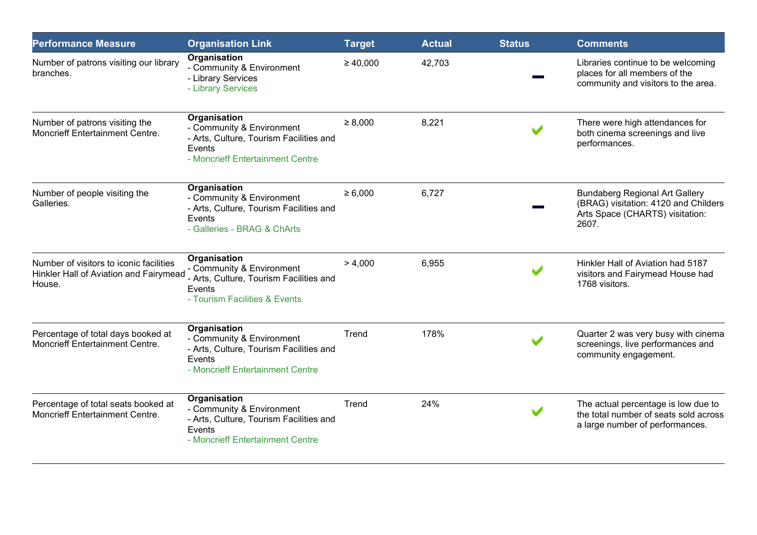| Performance Measure | Organisation Link | Target | Actual | Status | Comments |
|---|---|---|---|---|---|
| Number of patrons visiting our library branches. | **Organisation**<br>- Community & Environment<br>- Library Services<br>- Library Services | ≥ 40,000 | 42,703 | — | Libraries continue to be welcoming places for all members of the community and visitors to the area. |
| Number of patrons visiting the Moncrieff Entertainment Centre. | **Organisation**<br>- Community & Environment<br>- Arts, Culture, Tourism Facilities and Events<br>- Moncrieff Entertainment Centre | ≥ 8,000 | 8,221 | ✔ | There were high attendances for both cinema screenings and live performances. |
| Number of people visiting the Galleries. | **Organisation**<br>- Community & Environment<br>- Arts, Culture, Tourism Facilities and Events<br>- Galleries - BRAG & ChArts | ≥ 6,000 | 6,727 | — | Bundaberg Regional Art Gallery (BRAG) visitation: 4120 and Childers Arts Space (CHARTS) visitation: 2607. |
| Number of visitors to iconic facilities Hinkler Hall of Aviation and Fairymead House. | **Organisation**<br>- Community & Environment<br>- Arts, Culture, Tourism Facilities and Events<br>- Tourism Facilities & Events | > 4,000 | 6,955 | ✔ | Hinkler Hall of Aviation had 5187 visitors and Fairymead House had 1768 visitors. |
| Percentage of total days booked at Moncrieff Entertainment Centre. | **Organisation**<br>- Community & Environment<br>- Arts, Culture, Tourism Facilities and Events<br>- Moncrieff Entertainment Centre | Trend | 178% | ✔ | Quarter 2 was very busy with cinema screenings, live performances and community engagement. |
| Percentage of total seats booked at Moncrieff Entertainment Centre. | **Organisation**<br>- Community & Environment<br>- Arts, Culture, Tourism Facilities and Events<br>- Moncrieff Entertainment Centre | Trend | 24% | ✔ | The actual percentage is low due to the total number of seats sold across a large number of performances. |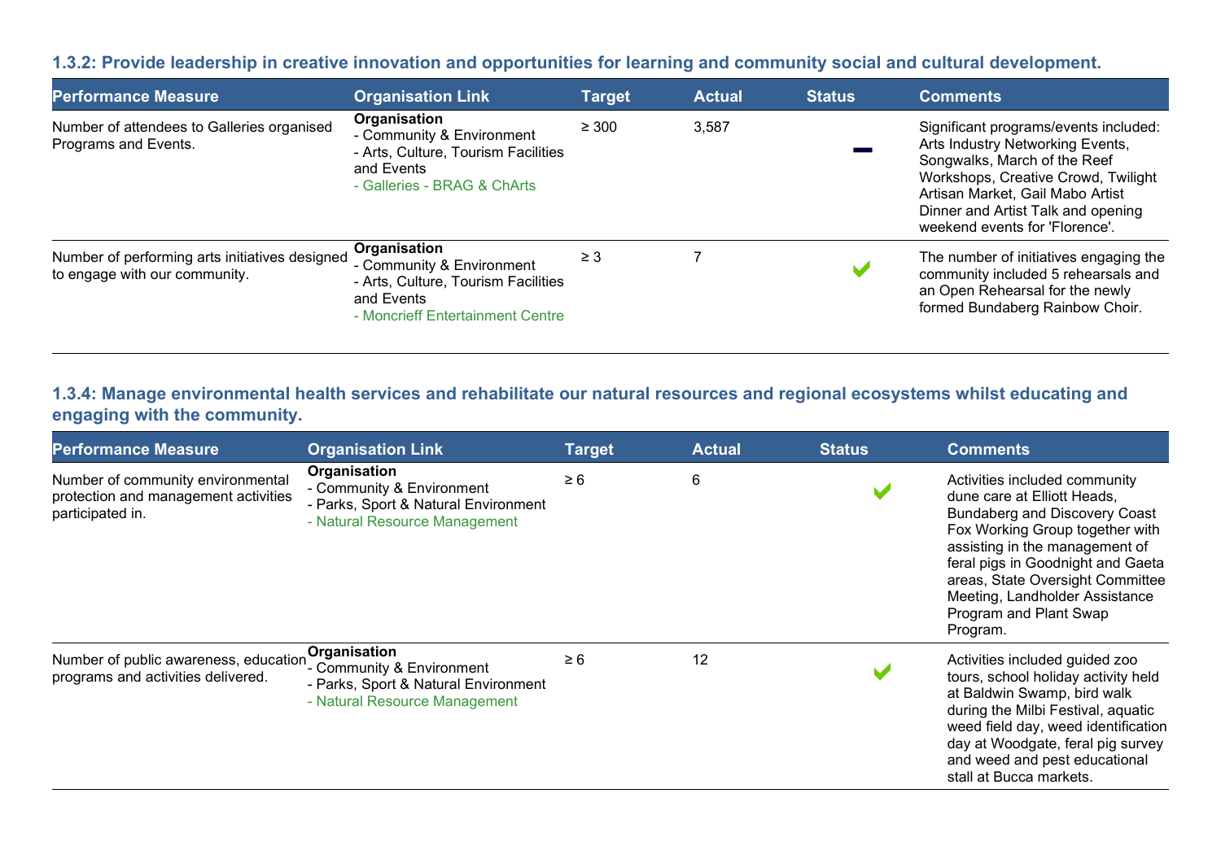### 1.3.2: Provide leadership in creative innovation and opportunities for learning and community social and cultural development.

| Performance Measure | Organisation Link | Target | Actual | Status | Comments |
|---|---|---|---|---|---|
| Number of attendees to Galleries organised Programs and Events. | **Organisation**<br>- Community & Environment<br>- Arts, Culture, Tourism Facilities and Events<br>- Galleries - BRAG & ChArts | ≥ 300 | 3,587 | — | Significant programs/events included: Arts Industry Networking Events, Songwalks, March of the Reef Workshops, Creative Crowd, Twilight Artisan Market, Gail Mabo Artist Dinner and Artist Talk and opening weekend events for 'Florence'. |
| Number of performing arts initiatives designed to engage with our community. | **Organisation**<br>- Community & Environment<br>- Arts, Culture, Tourism Facilities and Events<br>- Moncrieff Entertainment Centre | ≥ 3 | 7 | ✔ | The number of initiatives engaging the community included 5 rehearsals and an Open Rehearsal for the newly formed Bundaberg Rainbow Choir. |

### 1.3.4: Manage environmental health services and rehabilitate our natural resources and regional ecosystems whilst educating and engaging with the community.

| Performance Measure | Organisation Link | Target | Actual | Status | Comments |
|---|---|---|---|---|---|
| Number of community environmental protection and management activities participated in. | **Organisation**<br>- Community & Environment<br>- Parks, Sport & Natural Environment<br>- Natural Resource Management | ≥ 6 | 6 | ✔ | Activities included community dune care at Elliott Heads, Bundaberg and Discovery Coast Fox Working Group together with assisting in the management of feral pigs in Goodnight and Gaeta areas, State Oversight Committee Meeting, Landholder Assistance Program and Plant Swap Program. |
| Number of public awareness, education programs and activities delivered. | **Organisation**<br>- Community & Environment<br>- Parks, Sport & Natural Environment<br>- Natural Resource Management | ≥ 6 | 12 | ✔ | Activities included guided zoo tours, school holiday activity held at Baldwin Swamp, bird walk during the Milbi Festival, aquatic weed field day, weed identification day at Woodgate, feral pig survey and weed and pest educational stall at Bucca markets. |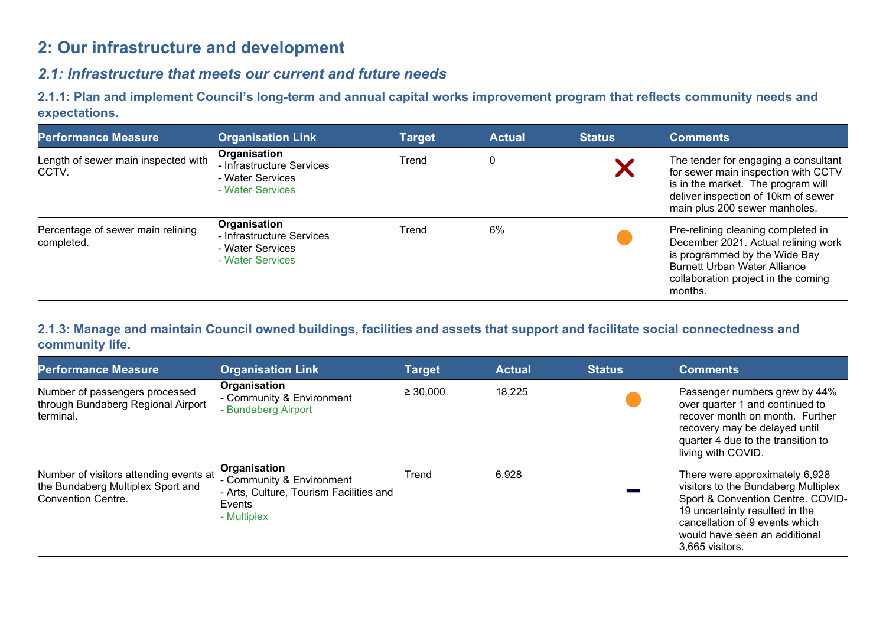## 2: Our infrastructure and development

### *2.1: Infrastructure that meets our current and future needs*

#### 2.1.1: Plan and implement Council's long-term and annual capital works improvement program that reflects community needs and expectations.

| Performance Measure | Organisation Link | Target | Actual | Status | Comments |
|---|---|---|---|---|---|
| Length of sewer main inspected with CCTV. | **Organisation**<br>- Infrastructure Services<br>- Water Services<br>- Water Services | Trend | 0 | ✕ | The tender for engaging a consultant for sewer main inspection with CCTV is in the market. The program will deliver inspection of 10km of sewer main plus 200 sewer manholes. |
| Percentage of sewer main relining completed. | **Organisation**<br>- Infrastructure Services<br>- Water Services<br>- Water Services | Trend | 6% | ● | Pre-relining cleaning completed in December 2021. Actual relining work is programmed by the Wide Bay Burnett Urban Water Alliance collaboration project in the coming months. |

#### 2.1.3: Manage and maintain Council owned buildings, facilities and assets that support and facilitate social connectedness and community life.

| Performance Measure | Organisation Link | Target | Actual | Status | Comments |
|---|---|---|---|---|---|
| Number of passengers processed through Bundaberg Regional Airport terminal. | **Organisation**<br>- Community & Environment<br>- Bundaberg Airport | ≥ 30,000 | 18,225 | ● | Passenger numbers grew by 44% over quarter 1 and continued to recover month on month. Further recovery may be delayed until quarter 4 due to the transition to living with COVID. |
| Number of visitors attending events at the Bundaberg Multiplex Sport and Convention Centre. | **Organisation**<br>- Community & Environment<br>- Arts, Culture, Tourism Facilities and Events<br>- Multiplex | Trend | 6,928 | – | There were approximately 6,928 visitors to the Bundaberg Multiplex Sport & Convention Centre. COVID-19 uncertainty resulted in the cancellation of 9 events which would have seen an additional 3,665 visitors. |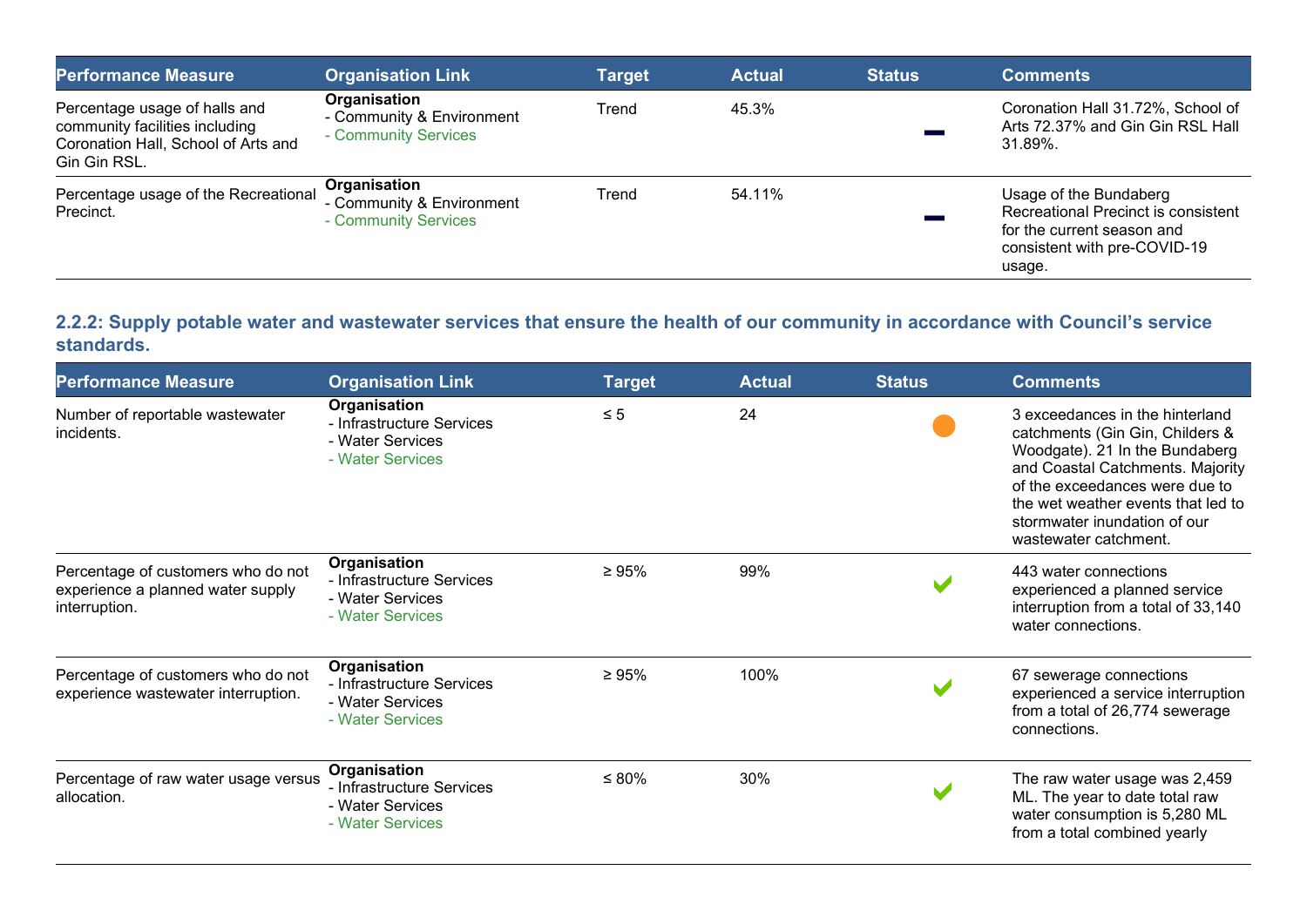| Performance Measure | Organisation Link | Target | Actual | Status | Comments |
|---|---|---|---|---|---|
| Percentage usage of halls and community facilities including Coronation Hall, School of Arts and Gin Gin RSL. | **Organisation**<br>- Community & Environment<br>- Community Services | Trend | 45.3% | – | Coronation Hall 31.72%, School of Arts 72.37% and Gin Gin RSL Hall 31.89%. |
| Percentage usage of the Recreational Precinct. | **Organisation**<br>- Community & Environment<br>- Community Services | Trend | 54.11% | – | Usage of the Bundaberg Recreational Precinct is consistent for the current season and consistent with pre-COVID-19 usage. |

### 2.2.2: Supply potable water and wastewater services that ensure the health of our community in accordance with Council's service standards.

| Performance Measure | Organisation Link | Target | Actual | Status | Comments |
|---|---|---|---|---|---|
| Number of reportable wastewater incidents. | **Organisation**<br>- Infrastructure Services<br>- Water Services<br>- Water Services | ≤ 5 | 24 | ● | 3 exceedances in the hinterland catchments (Gin Gin, Childers & Woodgate). 21 In the Bundaberg and Coastal Catchments. Majority of the exceedances were due to the wet weather events that led to stormwater inundation of our wastewater catchment. |
| Percentage of customers who do not experience a planned water supply interruption. | **Organisation**<br>- Infrastructure Services<br>- Water Services<br>- Water Services | ≥ 95% | 99% | ✔ | 443 water connections experienced a planned service interruption from a total of 33,140 water connections. |
| Percentage of customers who do not experience wastewater interruption. | **Organisation**<br>- Infrastructure Services<br>- Water Services<br>- Water Services | ≥ 95% | 100% | ✔ | 67 sewerage connections experienced a service interruption from a total of 26,774 sewerage connections. |
| Percentage of raw water usage versus allocation. | **Organisation**<br>- Infrastructure Services<br>- Water Services<br>- Water Services | ≤ 80% | 30% | ✔ | The raw water usage was 2,459 ML. The year to date total raw water consumption is 5,280 ML from a total combined yearly |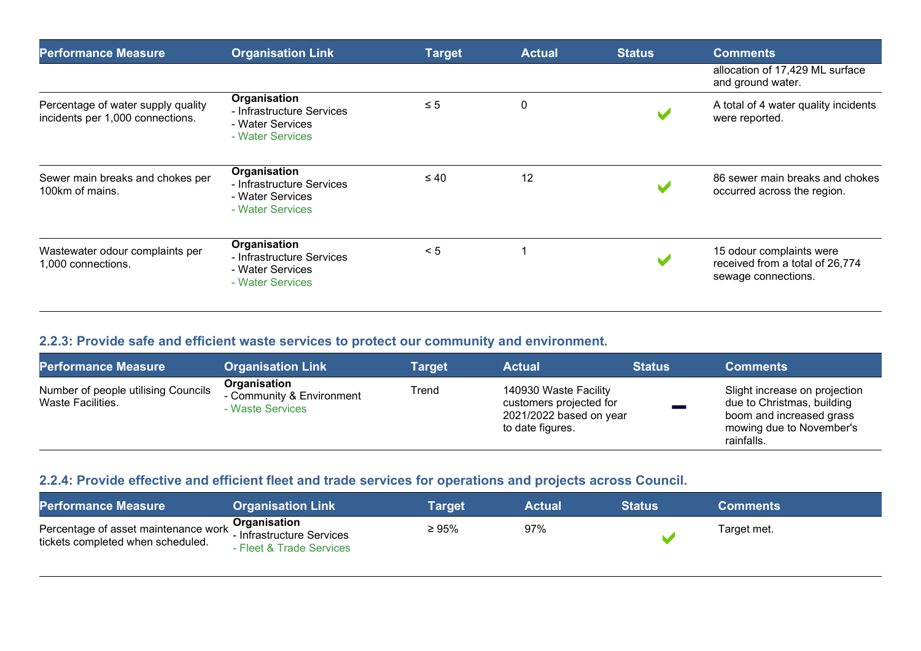| Performance Measure | Organisation Link | Target | Actual | Status | Comments |
|---|---|---|---|---|---|
| | | | | | allocation of 17,429 ML surface and ground water. |
| Percentage of water supply quality incidents per 1,000 connections. | **Organisation**<br>- Infrastructure Services<br>- Water Services<br>- Water Services | ≤ 5 | 0 | ✔ | A total of 4 water quality incidents were reported. |
| Sewer main breaks and chokes per 100km of mains. | **Organisation**<br>- Infrastructure Services<br>- Water Services<br>- Water Services | ≤ 40 | 12 | ✔ | 86 sewer main breaks and chokes occurred across the region. |
| Wastewater odour complaints per 1,000 connections. | **Organisation**<br>- Infrastructure Services<br>- Water Services<br>- Water Services | < 5 | 1 | ✔ | 15 odour complaints were received from a total of 26,774 sewage connections. |

### 2.2.3: Provide safe and efficient waste services to protect our community and environment.

| Performance Measure | Organisation Link | Target | Actual | Status | Comments |
|---|---|---|---|---|---|
| Number of people utilising Councils Waste Facilities. | **Organisation**<br>- Community & Environment<br>- Waste Services | Trend | 140930 Waste Facility customers projected for 2021/2022 based on year to date figures. | — | Slight increase on projection due to Christmas, building boom and increased grass mowing due to November's rainfalls. |

### 2.2.4: Provide effective and efficient fleet and trade services for operations and projects across Council.

| Performance Measure | Organisation Link | Target | Actual | Status | Comments |
|---|---|---|---|---|---|
| Percentage of asset maintenance work tickets completed when scheduled. | **Organisation**<br>- Infrastructure Services<br>- Fleet & Trade Services | ≥ 95% | 97% | ✔ | Target met. |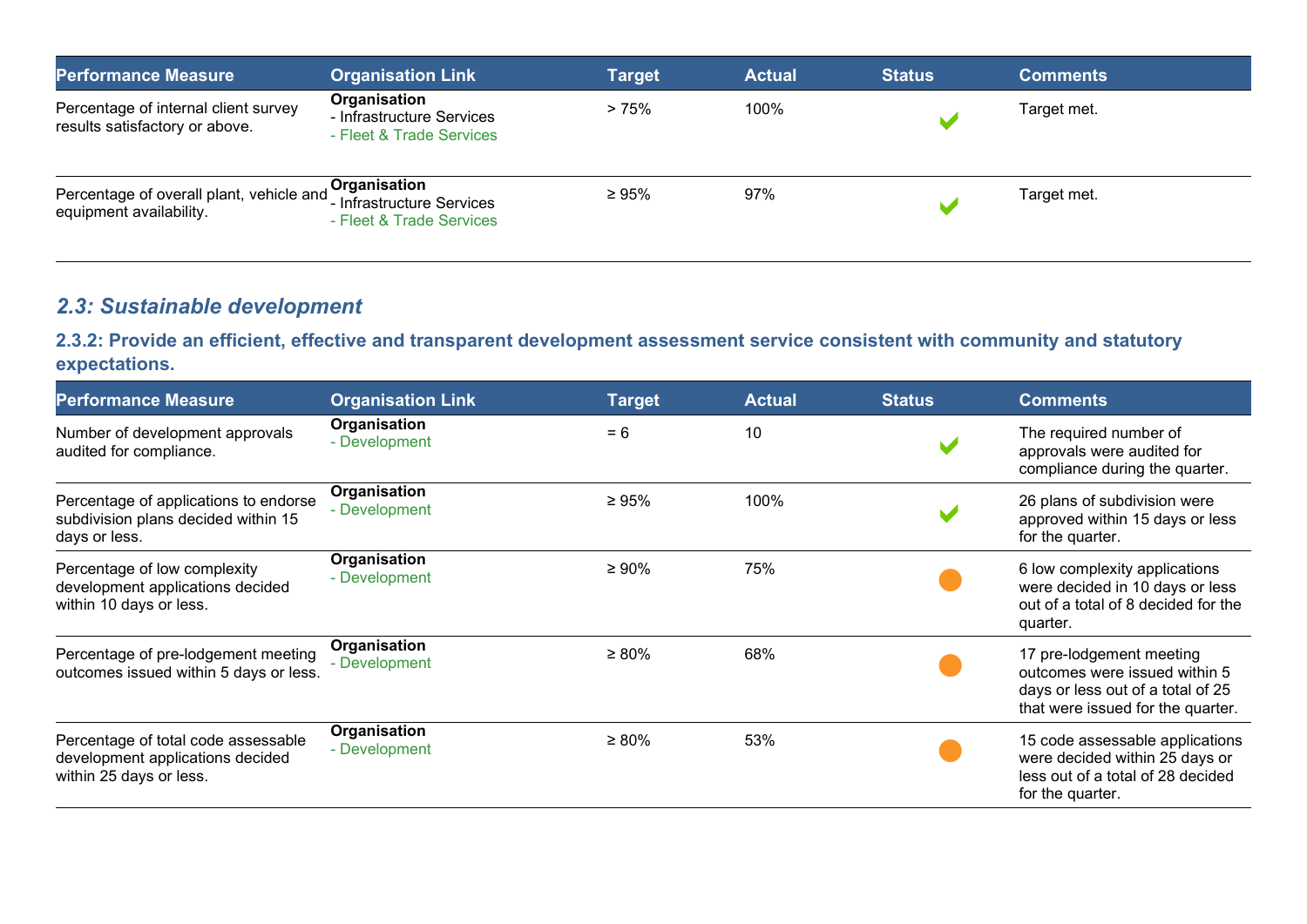| Performance Measure | Organisation Link | Target | Actual | Status | Comments |
|---|---|---|---|---|---|
| Percentage of internal client survey results satisfactory or above. | **Organisation**<br>- Infrastructure Services<br>- Fleet & Trade Services | > 75% | 100% | ✔ | Target met. |
| Percentage of overall plant, vehicle and equipment availability. | **Organisation**<br>- Infrastructure Services<br>- Fleet & Trade Services | ≥ 95% | 97% | ✔ | Target met. |

## *2.3: Sustainable development*

### 2.3.2: Provide an efficient, effective and transparent development assessment service consistent with community and statutory expectations.

| Performance Measure | Organisation Link | Target | Actual | Status | Comments |
|---|---|---|---|---|---|
| Number of development approvals audited for compliance. | **Organisation**<br>- Development | = 6 | 10 | ✔ | The required number of approvals were audited for compliance during the quarter. |
| Percentage of applications to endorse subdivision plans decided within 15 days or less. | **Organisation**<br>- Development | ≥ 95% | 100% | ✔ | 26 plans of subdivision were approved within 15 days or less for the quarter. |
| Percentage of low complexity development applications decided within 10 days or less. | **Organisation**<br>- Development | ≥ 90% | 75% | ● | 6 low complexity applications were decided in 10 days or less out of a total of 8 decided for the quarter. |
| Percentage of pre-lodgement meeting outcomes issued within 5 days or less. | **Organisation**<br>- Development | ≥ 80% | 68% | ● | 17 pre-lodgement meeting outcomes were issued within 5 days or less out of a total of 25 that were issued for the quarter. |
| Percentage of total code assessable development applications decided within 25 days or less. | **Organisation**<br>- Development | ≥ 80% | 53% | ● | 15 code assessable applications were decided within 25 days or less out of a total of 28 decided for the quarter. |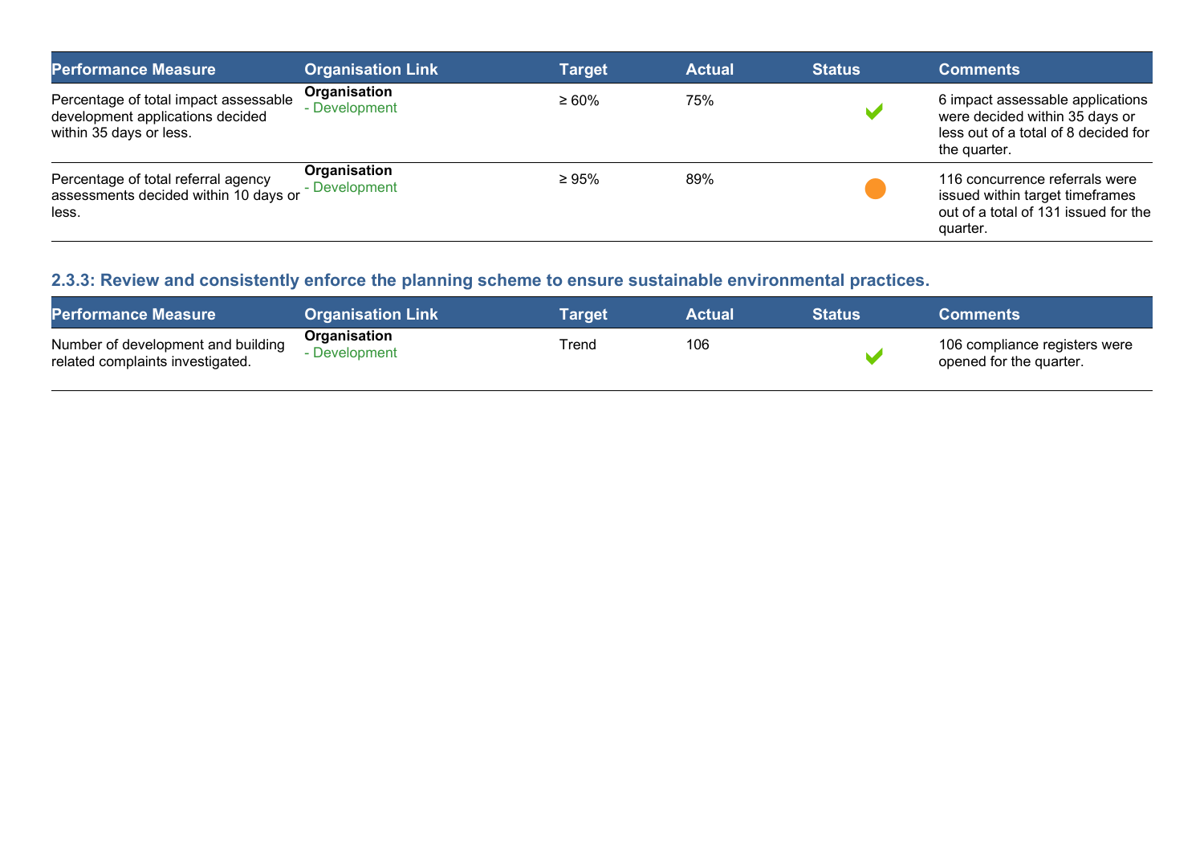| Performance Measure | Organisation Link | Target | Actual | Status | Comments |
| --- | --- | --- | --- | --- | --- |
| Percentage of total impact assessable development applications decided within 35 days or less. | **Organisation** - Development | ≥ 60% | 75% | ✔ | 6 impact assessable applications were decided within 35 days or less out of a total of 8 decided for the quarter. |
| Percentage of total referral agency assessments decided within 10 days or less. | **Organisation** - Development | ≥ 95% | 89% | ● | 116 concurrence referrals were issued within target timeframes out of a total of 131 issued for the quarter. |

### 2.3.3: Review and consistently enforce the planning scheme to ensure sustainable environmental practices.

| Performance Measure | Organisation Link | Target | Actual | Status | Comments |
| --- | --- | --- | --- | --- | --- |
| Number of development and building related complaints investigated. | **Organisation** - Development | Trend | 106 | ✔ | 106 compliance registers were opened for the quarter. |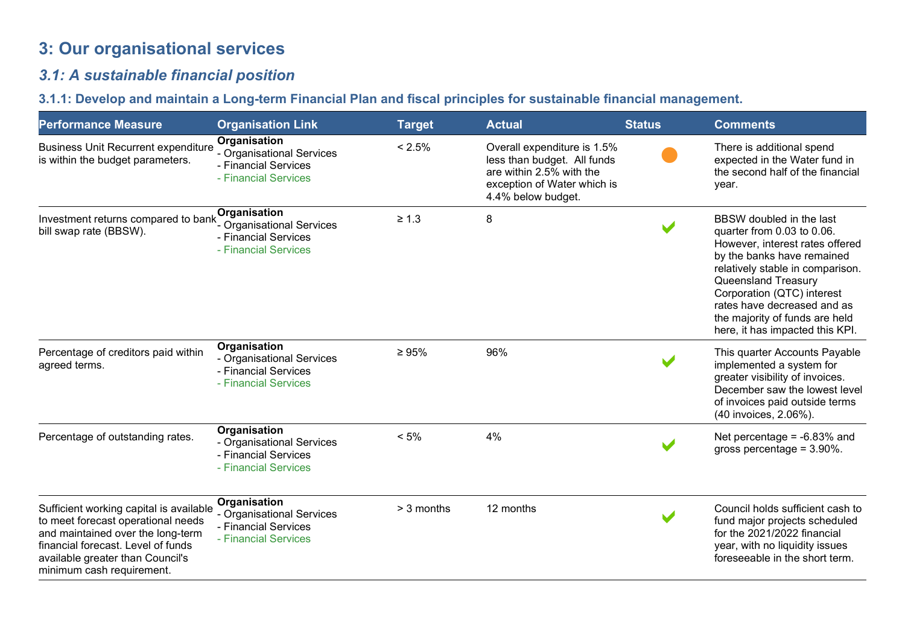## 3: Our organisational services

### *3.1: A sustainable financial position*

#### 3.1.1: Develop and maintain a Long-term Financial Plan and fiscal principles for sustainable financial management.

| Performance Measure | Organisation Link | Target | Actual | Status | Comments |
|---|---|---|---|---|---|
| Business Unit Recurrent expenditure is within the budget parameters. | **Organisation**<br>- Organisational Services<br>- Financial Services<br>- Financial Services | < 2.5% | Overall expenditure is 1.5% less than budget. All funds are within 2.5% with the exception of Water which is 4.4% below budget. | ● | There is additional spend expected in the Water fund in the second half of the financial year. |
| Investment returns compared to bank bill swap rate (BBSW). | **Organisation**<br>- Organisational Services<br>- Financial Services<br>- Financial Services | ≥ 1.3 | 8 | ✔ | BBSW doubled in the last quarter from 0.03 to 0.06. However, interest rates offered by the banks have remained relatively stable in comparison. Queensland Treasury Corporation (QTC) interest rates have decreased and as the majority of funds are held here, it has impacted this KPI. |
| Percentage of creditors paid within agreed terms. | **Organisation**<br>- Organisational Services<br>- Financial Services<br>- Financial Services | ≥ 95% | 96% | ✔ | This quarter Accounts Payable implemented a system for greater visibility of invoices. December saw the lowest level of invoices paid outside terms (40 invoices, 2.06%). |
| Percentage of outstanding rates. | **Organisation**<br>- Organisational Services<br>- Financial Services<br>- Financial Services | < 5% | 4% | ✔ | Net percentage = -6.83% and gross percentage = 3.90%. |
| Sufficient working capital is available to meet forecast operational needs and maintained over the long-term financial forecast. Level of funds available greater than Council's minimum cash requirement. | **Organisation**<br>- Organisational Services<br>- Financial Services<br>- Financial Services | > 3 months | 12 months | ✔ | Council holds sufficient cash to fund major projects scheduled for the 2021/2022 financial year, with no liquidity issues foreseeable in the short term. |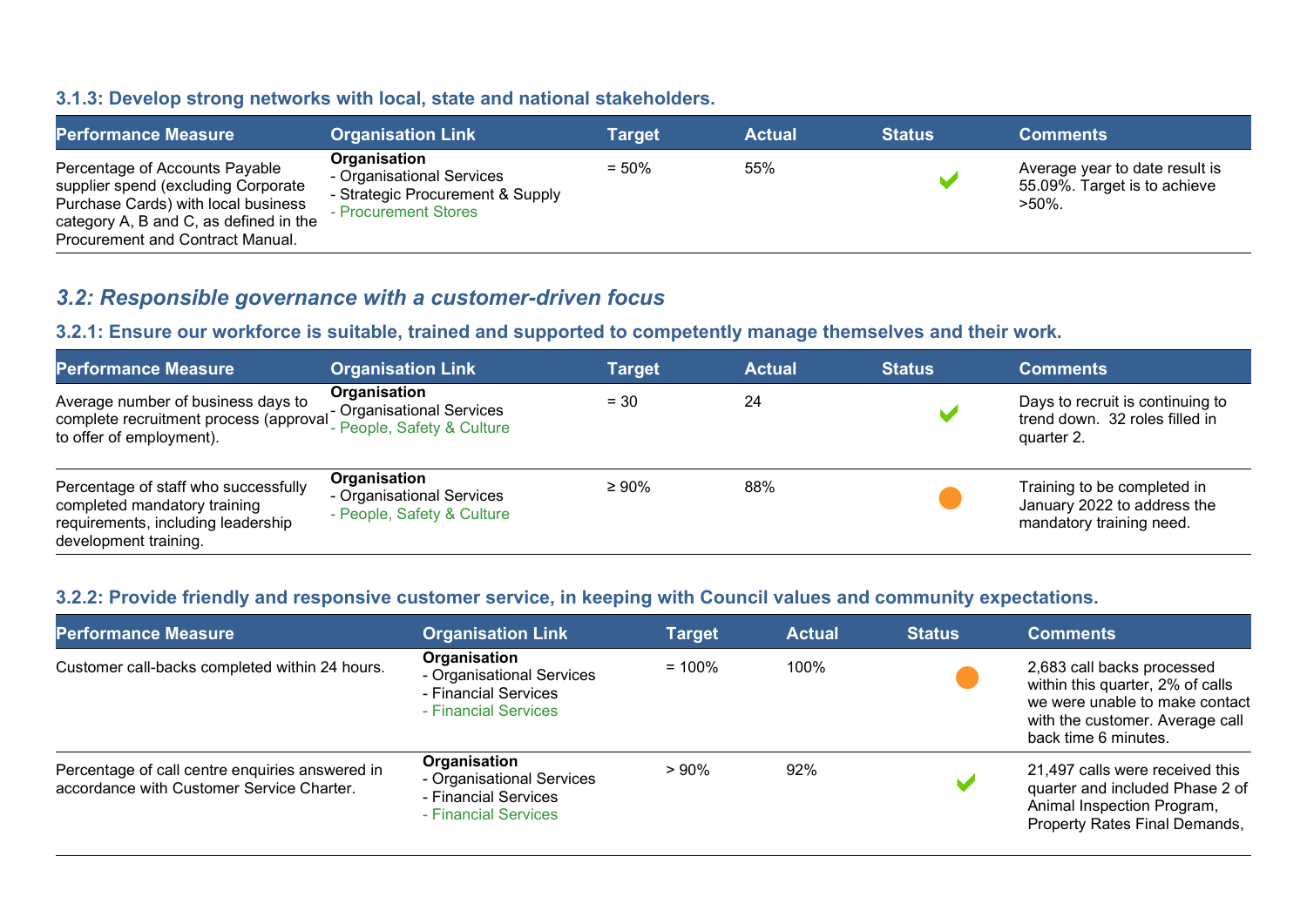### 3.1.3: Develop strong networks with local, state and national stakeholders.

| Performance Measure | Organisation Link | Target | Actual | Status | Comments |
|---|---|---|---|---|---|
| Percentage of Accounts Payable supplier spend (excluding Corporate Purchase Cards) with local business category A, B and C, as defined in the Procurement and Contract Manual. | **Organisation** - Organisational Services - Strategic Procurement & Supply - Procurement Stores | = 50% | 55% | ✔ | Average year to date result is 55.09%. Target is to achieve >50%. |

## *3.2: Responsible governance with a customer-driven focus*

### 3.2.1: Ensure our workforce is suitable, trained and supported to competently manage themselves and their work.

| Performance Measure | Organisation Link | Target | Actual | Status | Comments |
|---|---|---|---|---|---|
| Average number of business days to complete recruitment process (approval to offer of employment). | **Organisation** - Organisational Services - People, Safety & Culture | = 30 | 24 | ✔ | Days to recruit is continuing to trend down. 32 roles filled in quarter 2. |
| Percentage of staff who successfully completed mandatory training requirements, including leadership development training. | **Organisation** - Organisational Services - People, Safety & Culture | ≥ 90% | 88% | ● | Training to be completed in January 2022 to address the mandatory training need. |

### 3.2.2: Provide friendly and responsive customer service, in keeping with Council values and community expectations.

| Performance Measure | Organisation Link | Target | Actual | Status | Comments |
|---|---|---|---|---|---|
| Customer call-backs completed within 24 hours. | **Organisation** - Organisational Services - Financial Services - Financial Services | = 100% | 100% | ● | 2,683 call backs processed within this quarter, 2% of calls we were unable to make contact with the customer. Average call back time 6 minutes. |
| Percentage of call centre enquiries answered in accordance with Customer Service Charter. | **Organisation** - Organisational Services - Financial Services - Financial Services | > 90% | 92% | ✔ | 21,497 calls were received this quarter and included Phase 2 of Animal Inspection Program, Property Rates Final Demands, |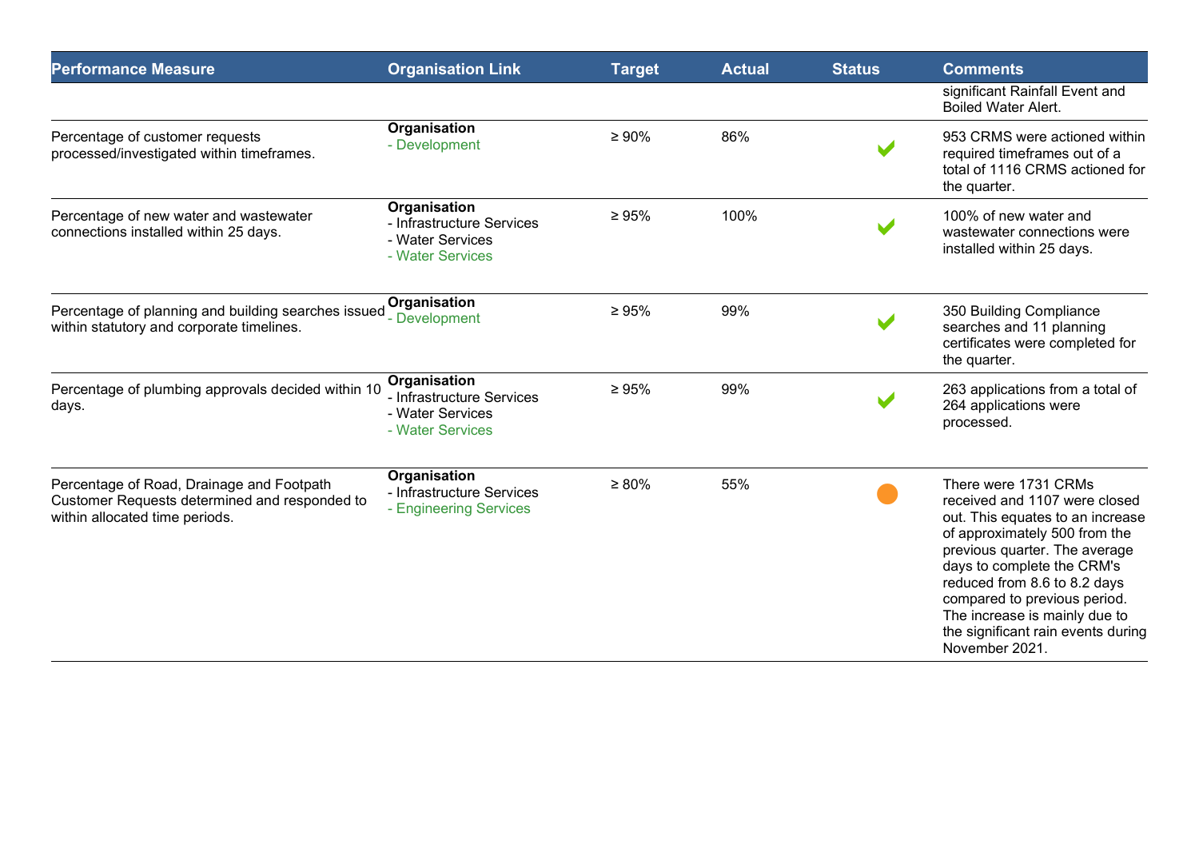| Performance Measure | Organisation Link | Target | Actual | Status | Comments |
|---|---|---|---|---|---|
| | | | | | significant Rainfall Event and Boiled Water Alert. |
| Percentage of customer requests processed/investigated within timeframes. | **Organisation**<br>- Development | ≥ 90% | 86% | ✔ | 953 CRMS were actioned within required timeframes out of a total of 1116 CRMS actioned for the quarter. |
| Percentage of new water and wastewater connections installed within 25 days. | **Organisation**<br>- Infrastructure Services<br>- Water Services<br>- Water Services | ≥ 95% | 100% | ✔ | 100% of new water and wastewater connections were installed within 25 days. |
| Percentage of planning and building searches issued within statutory and corporate timelines. | **Organisation**<br>- Development | ≥ 95% | 99% | ✔ | 350 Building Compliance searches and 11 planning certificates were completed for the quarter. |
| Percentage of plumbing approvals decided within 10 days. | **Organisation**<br>- Infrastructure Services<br>- Water Services<br>- Water Services | ≥ 95% | 99% | ✔ | 263 applications from a total of 264 applications were processed. |
| Percentage of Road, Drainage and Footpath Customer Requests determined and responded to within allocated time periods. | **Organisation**<br>- Infrastructure Services<br>- Engineering Services | ≥ 80% | 55% | ● | There were 1731 CRMs received and 1107 were closed out. This equates to an increase of approximately 500 from the previous quarter. The average days to complete the CRM's reduced from 8.6 to 8.2 days compared to previous period. The increase is mainly due to the significant rain events during November 2021. |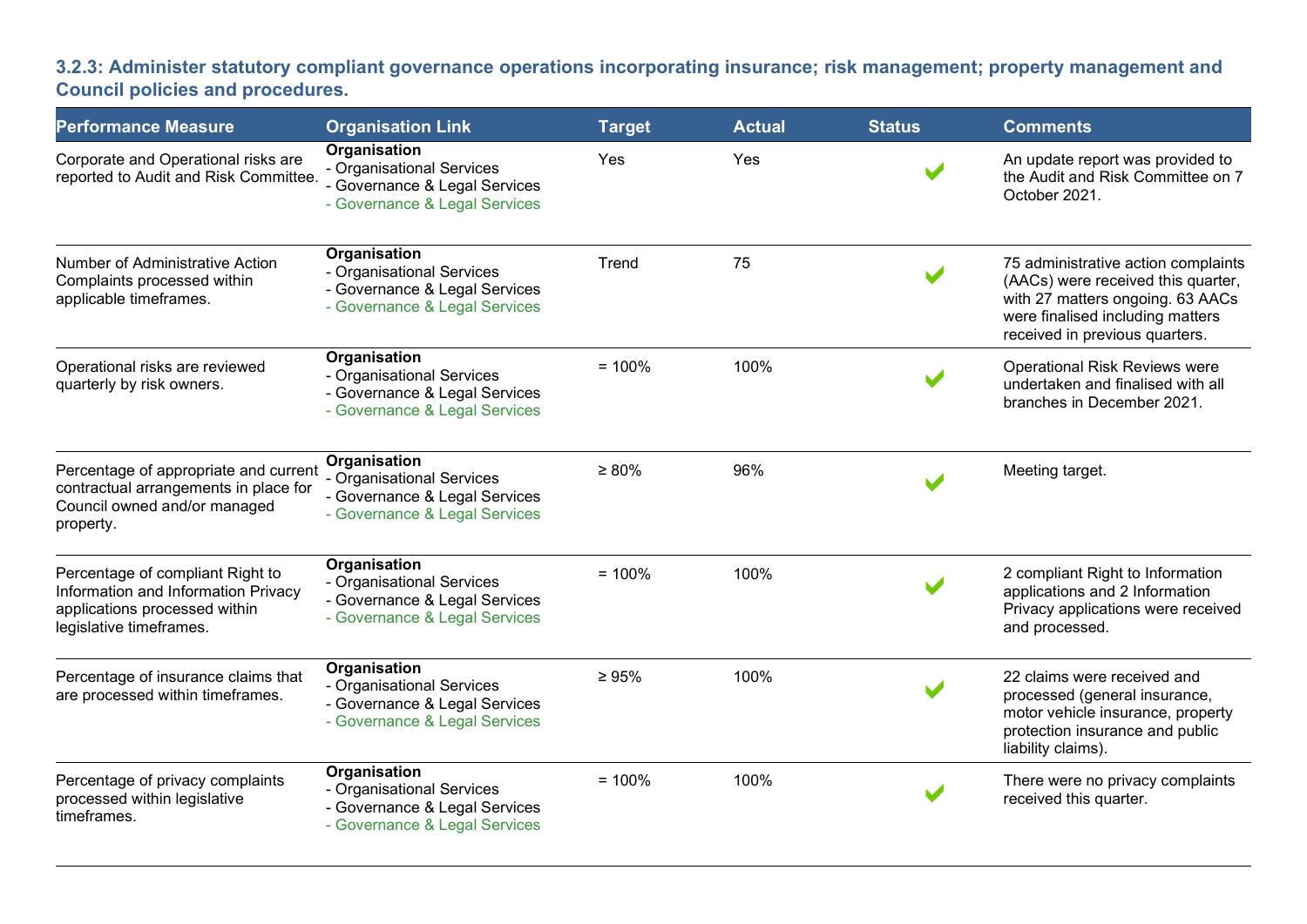### 3.2.3: Administer statutory compliant governance operations incorporating insurance; risk management; property management and Council policies and procedures.

| Performance Measure | Organisation Link | Target | Actual | Status | Comments |
|---|---|---|---|---|---|
| Corporate and Operational risks are reported to Audit and Risk Committee. | **Organisation**<br>- Organisational Services<br>- Governance & Legal Services<br>- Governance & Legal Services | Yes | Yes | ✔ | An update report was provided to the Audit and Risk Committee on 7 October 2021. |
| Number of Administrative Action Complaints processed within applicable timeframes. | **Organisation**<br>- Organisational Services<br>- Governance & Legal Services<br>- Governance & Legal Services | Trend | 75 | ✔ | 75 administrative action complaints (AACs) were received this quarter, with 27 matters ongoing. 63 AACs were finalised including matters received in previous quarters. |
| Operational risks are reviewed quarterly by risk owners. | **Organisation**<br>- Organisational Services<br>- Governance & Legal Services<br>- Governance & Legal Services | = 100% | 100% | ✔ | Operational Risk Reviews were undertaken and finalised with all branches in December 2021. |
| Percentage of appropriate and current contractual arrangements in place for Council owned and/or managed property. | **Organisation**<br>- Organisational Services<br>- Governance & Legal Services<br>- Governance & Legal Services | ≥ 80% | 96% | ✔ | Meeting target. |
| Percentage of compliant Right to Information and Information Privacy applications processed within legislative timeframes. | **Organisation**<br>- Organisational Services<br>- Governance & Legal Services<br>- Governance & Legal Services | = 100% | 100% | ✔ | 2 compliant Right to Information applications and 2 Information Privacy applications were received and processed. |
| Percentage of insurance claims that are processed within timeframes. | **Organisation**<br>- Organisational Services<br>- Governance & Legal Services<br>- Governance & Legal Services | ≥ 95% | 100% | ✔ | 22 claims were received and processed (general insurance, motor vehicle insurance, property protection insurance and public liability claims). |
| Percentage of privacy complaints processed within legislative timeframes. | **Organisation**<br>- Organisational Services<br>- Governance & Legal Services<br>- Governance & Legal Services | = 100% | 100% | ✔ | There were no privacy complaints received this quarter. |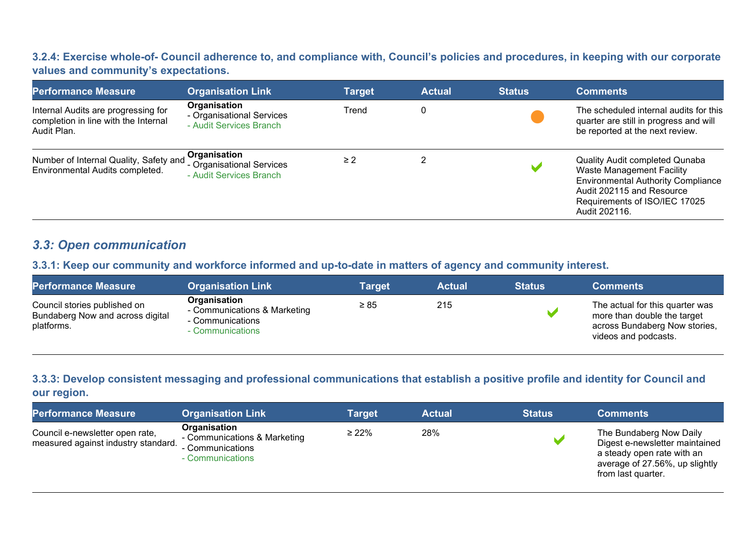### 3.2.4: Exercise whole-of- Council adherence to, and compliance with, Council's policies and procedures, in keeping with our corporate values and community's expectations.

| Performance Measure | Organisation Link | Target | Actual | Status | Comments |
|---|---|---|---|---|---|
| Internal Audits are progressing for completion in line with the Internal Audit Plan. | **Organisation**<br>- Organisational Services<br>- Audit Services Branch | Trend | 0 | ● | The scheduled internal audits for this quarter are still in progress and will be reported at the next review. |
| Number of Internal Quality, Safety and Environmental Audits completed. | **Organisation**<br>- Organisational Services<br>- Audit Services Branch | ≥ 2 | 2 | ✔ | Quality Audit completed Qunaba Waste Management Facility Environmental Authority Compliance Audit 202115 and Resource Requirements of ISO/IEC 17025 Audit 202116. |

## *3.3: Open communication*

### 3.3.1: Keep our community and workforce informed and up-to-date in matters of agency and community interest.

| Performance Measure | Organisation Link | Target | Actual | Status | Comments |
|---|---|---|---|---|---|
| Council stories published on Bundaberg Now and across digital platforms. | **Organisation**<br>- Communications & Marketing<br>- Communications<br>- Communications | ≥ 85 | 215 | ✔ | The actual for this quarter was more than double the target across Bundaberg Now stories, videos and podcasts. |

### 3.3.3: Develop consistent messaging and professional communications that establish a positive profile and identity for Council and our region.

| Performance Measure | Organisation Link | Target | Actual | Status | Comments |
|---|---|---|---|---|---|
| Council e-newsletter open rate, measured against industry standard. | **Organisation**<br>- Communications & Marketing<br>- Communications<br>- Communications | ≥ 22% | 28% | ✔ | The Bundaberg Now Daily Digest e-newsletter maintained a steady open rate with an average of 27.56%, up slightly from last quarter. |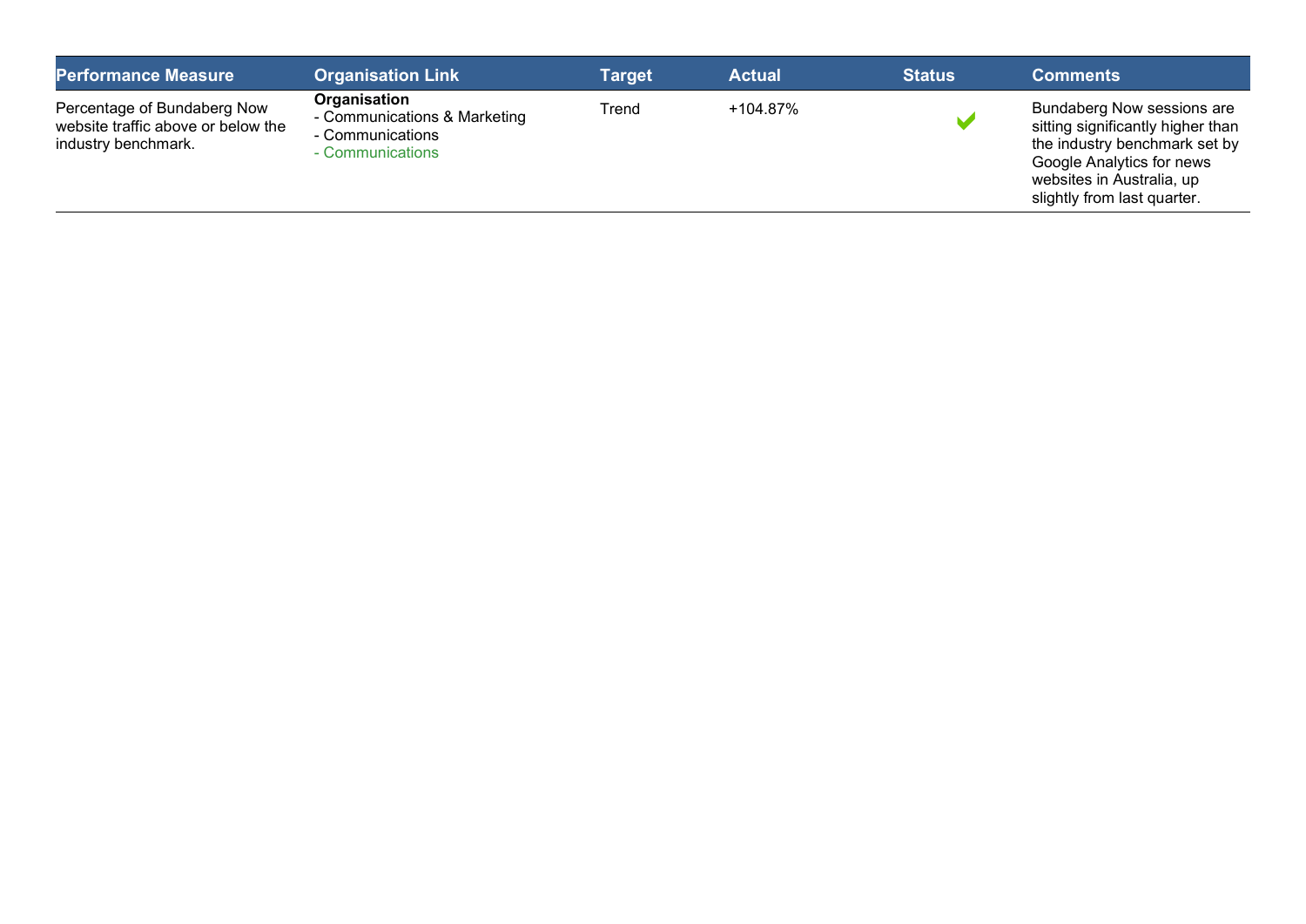| Performance Measure | Organisation Link | Target | Actual | Status | Comments |
| --- | --- | --- | --- | --- | --- |
| Percentage of Bundaberg Now website traffic above or below the industry benchmark. | **Organisation**<br>- Communications & Marketing<br>- Communications<br>- Communications | Trend | +104.87% | ✔ | Bundaberg Now sessions are sitting significantly higher than the industry benchmark set by Google Analytics for news websites in Australia, up slightly from last quarter. |